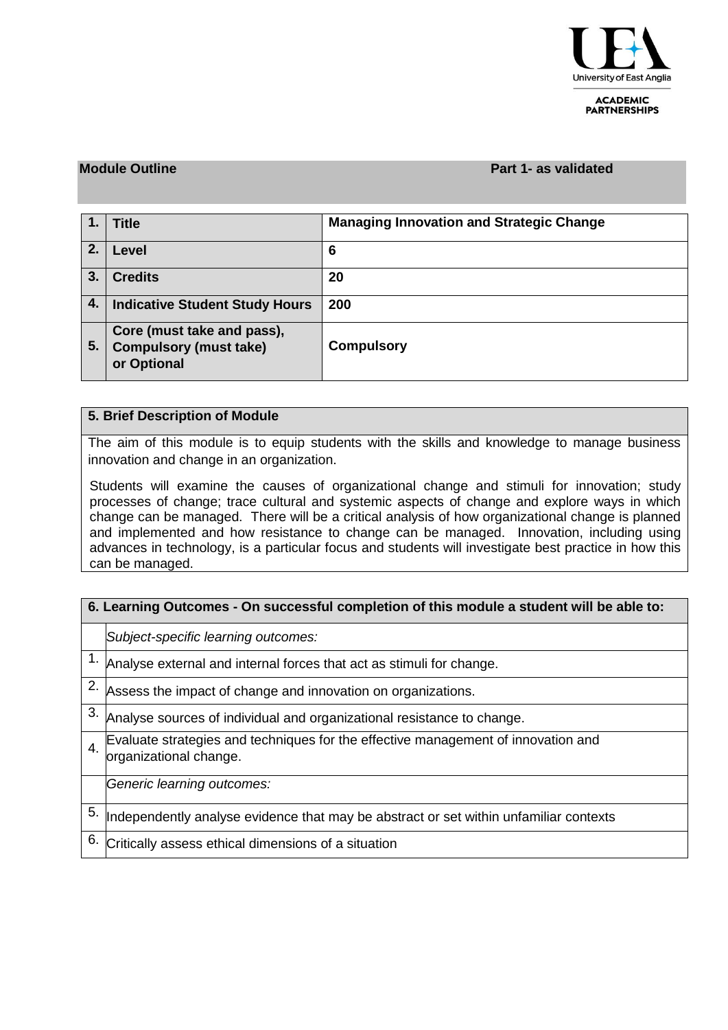University of East Anglia

**ACADEMIC PARTNERSHIPS**

| **Module Outline** | **Part 1- as validated** |
|---|---|

| | | |
|---|---|---|
| **1.** | **Title** | **Managing Innovation and Strategic Change** |
| **2.** | **Level** | **6** |
| **3.** | **Credits** | **20** |
| **4.** | **Indicative Student Study Hours** | **200** |
| **5.** | **Core (must take and pass), Compulsory (must take) or Optional** | **Compulsory** |

## 5. Brief Description of Module

The aim of this module is to equip students with the skills and knowledge to manage business innovation and change in an organization.

Students will examine the causes of organizational change and stimuli for innovation; study processes of change; trace cultural and systemic aspects of change and explore ways in which change can be managed. There will be a critical analysis of how organizational change is planned and implemented and how resistance to change can be managed. Innovation, including using advances in technology, is a particular focus and students will investigate best practice in how this can be managed.

## 6. Learning Outcomes - On successful completion of this module a student will be able to:

| | |
|---|---|
| | *Subject-specific learning outcomes:* |
| 1. | Analyse external and internal forces that act as stimuli for change. |
| 2. | Assess the impact of change and innovation on organizations. |
| 3. | Analyse sources of individual and organizational resistance to change. |
| 4. | Evaluate strategies and techniques for the effective management of innovation and organizational change. |
| | *Generic learning outcomes:* |
| 5. | Independently analyse evidence that may be abstract or set within unfamiliar contexts |
| 6. | Critically assess ethical dimensions of a situation |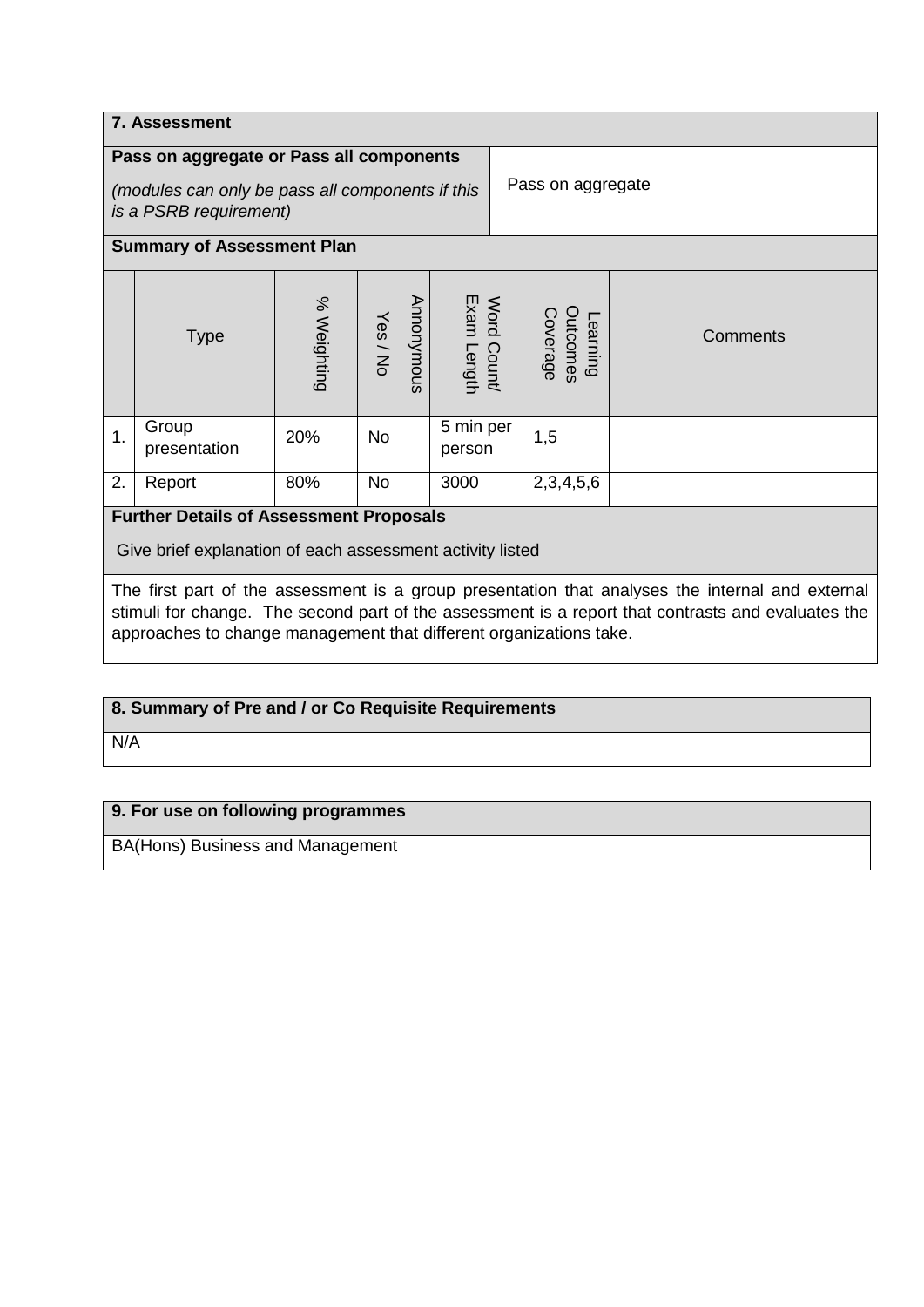## 7. Assessment

| | |
|---|---|
| **Pass on aggregate or Pass all components** *(modules can only be pass all components if this is a PSRB requirement)* | Pass on aggregate |

**Summary of Assessment Plan**

| | Type | % Weighting | Annonymous Yes / No | Word Count/ Exam Length | Learning Outcomes Coverage | Comments |
|---|---|---|---|---|---|---|
| 1. | Group presentation | 20% | No | 5 min per person | 1,5 | |
| 2. | Report | 80% | No | 3000 | 2,3,4,5,6 | |

**Further Details of Assessment Proposals**

Give brief explanation of each assessment activity listed

The first part of the assessment is a group presentation that analyses the internal and external stimuli for change. The second part of the assessment is a report that contrasts and evaluates the approaches to change management that different organizations take.

## 8. Summary of Pre and / or Co Requisite Requirements

N/A

## 9. For use on following programmes

BA(Hons) Business and Management